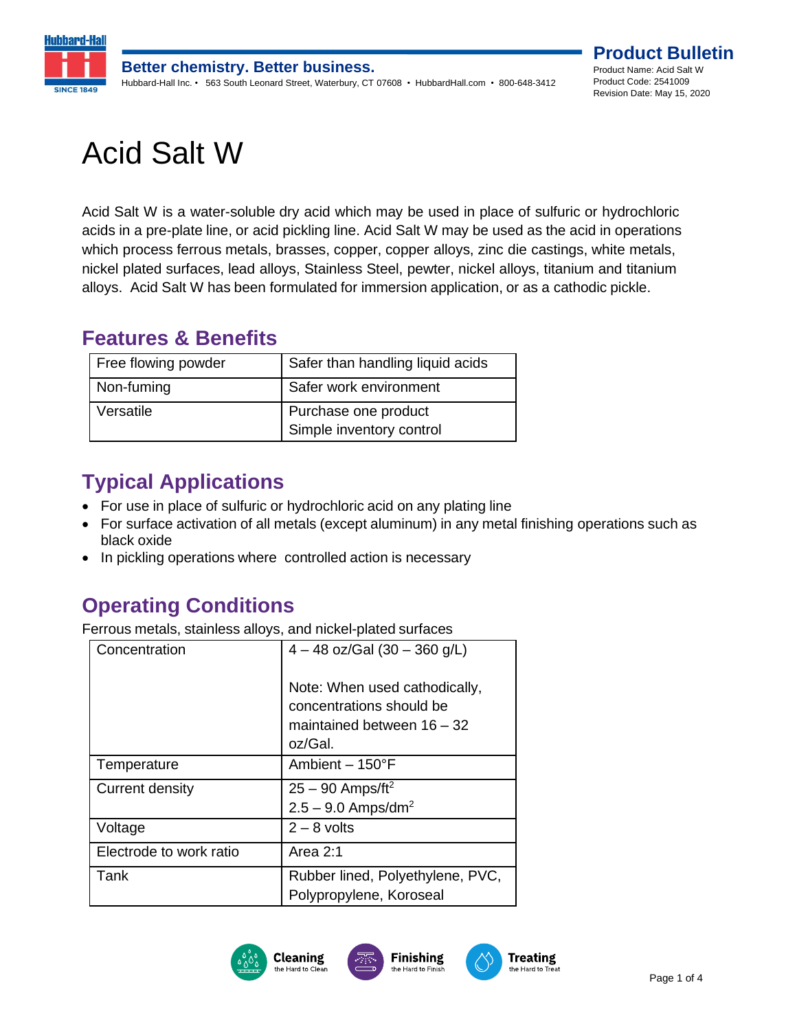# Acid Salt W

Acid Salt W is a water-soluble dry acid which may be used in place of sulfuric or hydrochloric acids in a pre-plate line, or acid pickling line. Acid Salt W may be used as the acid in operations which process ferrous metals, brasses, copper, copper alloys, zinc die castings, white metals, nickel plated surfaces, lead alloys, Stainless Steel, pewter, nickel alloys, titanium and titanium alloys. Acid Salt W has been formulated for immersion application, or as a cathodic pickle.

## Features & Benefits

| | |
|---|---|
| Free flowing powder | Safer than handling liquid acids |
| Non-fuming | Safer work environment |
| Versatile | Purchase one product<br>Simple inventory control |

## Typical Applications

- For use in place of sulfuric or hydrochloric acid on any plating line
- For surface activation of all metals (except aluminum) in any metal finishing operations such as black oxide
- In pickling operations where controlled action is necessary

## Operating Conditions

Ferrous metals, stainless alloys, and nickel-plated surfaces

| | |
|---|---|
| Concentration | 4 – 48 oz/Gal (30 – 360 g/L)<br><br>Note: When used cathodically, concentrations should be maintained between 16 – 32 oz/Gal. |
| Temperature | Ambient – 150°F |
| Current density | 25 – 90 Amps/ft$^2$<br>2.5 – 9.0 Amps/dm$^2$ |
| Voltage | 2 – 8 volts |
| Electrode to work ratio | Area 2:1 |
| Tank | Rubber lined, Polyethylene, PVC, Polypropylene, Koroseal |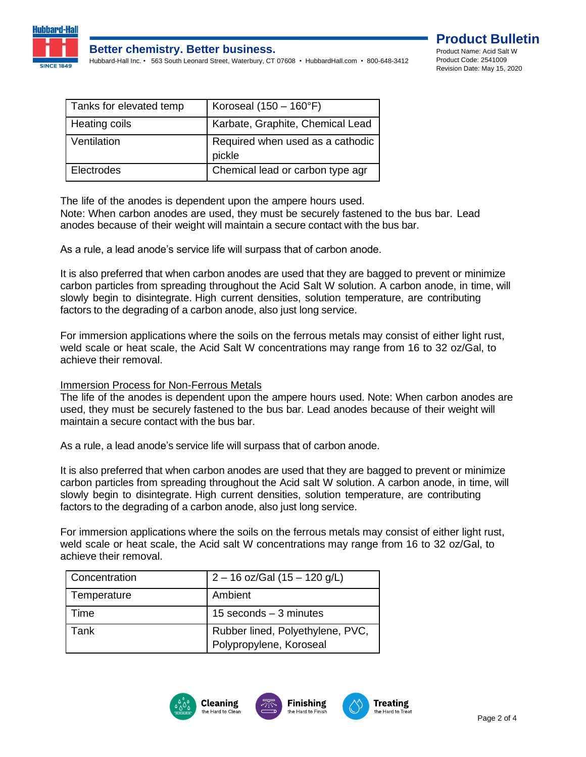| Tanks for elevated temp | Koroseal (150 – 160°F) |
|---|---|
| Heating coils | Karbate, Graphite, Chemical Lead |
| Ventilation | Required when used as a cathodic pickle |
| Electrodes | Chemical lead or carbon type agr |

The life of the anodes is dependent upon the ampere hours used.
Note: When carbon anodes are used, they must be securely fastened to the bus bar. Lead anodes because of their weight will maintain a secure contact with the bus bar.

As a rule, a lead anode's service life will surpass that of carbon anode.

It is also preferred that when carbon anodes are used that they are bagged to prevent or minimize carbon particles from spreading throughout the Acid Salt W solution. A carbon anode, in time, will slowly begin to disintegrate. High current densities, solution temperature, are contributing factors to the degrading of a carbon anode, also just long service.

For immersion applications where the soils on the ferrous metals may consist of either light rust, weld scale or heat scale, the Acid Salt W concentrations may range from 16 to 32 oz/Gal, to achieve their removal.

<u>Immersion Process for Non-Ferrous Metals</u>
The life of the anodes is dependent upon the ampere hours used. Note: When carbon anodes are used, they must be securely fastened to the bus bar. Lead anodes because of their weight will maintain a secure contact with the bus bar.

As a rule, a lead anode's service life will surpass that of carbon anode.

It is also preferred that when carbon anodes are used that they are bagged to prevent or minimize carbon particles from spreading throughout the Acid salt W solution. A carbon anode, in time, will slowly begin to disintegrate. High current densities, solution temperature, are contributing factors to the degrading of a carbon anode, also just long service.

For immersion applications where the soils on the ferrous metals may consist of either light rust, weld scale or heat scale, the Acid salt W concentrations may range from 16 to 32 oz/Gal, to achieve their removal.

| Concentration | 2 – 16 oz/Gal (15 – 120 g/L) |
|---|---|
| Temperature | Ambient |
| Time | 15 seconds – 3 minutes |
| Tank | Rubber lined, Polyethylene, PVC, Polypropylene, Koroseal |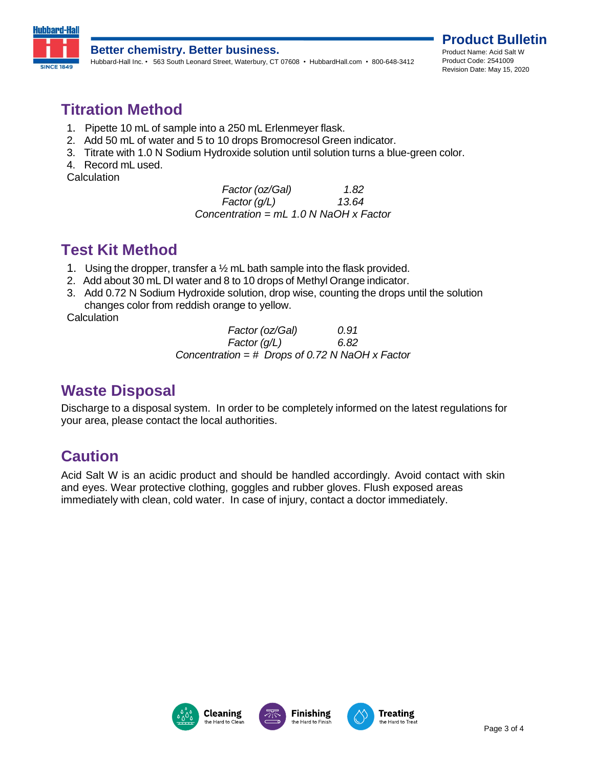## Titration Method

1. Pipette 10 mL of sample into a 250 mL Erlenmeyer flask.
2. Add 50 mL of water and 5 to 10 drops Bromocresol Green indicator.
3. Titrate with 1.0 N Sodium Hydroxide solution until solution turns a blue-green color.
4. Record mL used.

Calculation

*Factor (oz/Gal)* *1.82*

*Factor (g/L)* *13.64*

*Concentration = mL 1.0 N NaOH x Factor*

## Test Kit Method

1. Using the dropper, transfer a ½ mL bath sample into the flask provided.
2. Add about 30 mL DI water and 8 to 10 drops of Methyl Orange indicator.
3. Add 0.72 N Sodium Hydroxide solution, drop wise, counting the drops until the solution changes color from reddish orange to yellow.

Calculation

*Factor (oz/Gal)* *0.91*

*Factor (g/L)* *6.82*

*Concentration = # Drops of 0.72 N NaOH x Factor*

## Waste Disposal

Discharge to a disposal system. In order to be completely informed on the latest regulations for your area, please contact the local authorities.

## Caution

Acid Salt W is an acidic product and should be handled accordingly. Avoid contact with skin and eyes. Wear protective clothing, goggles and rubber gloves. Flush exposed areas immediately with clean, cold water. In case of injury, contact a doctor immediately.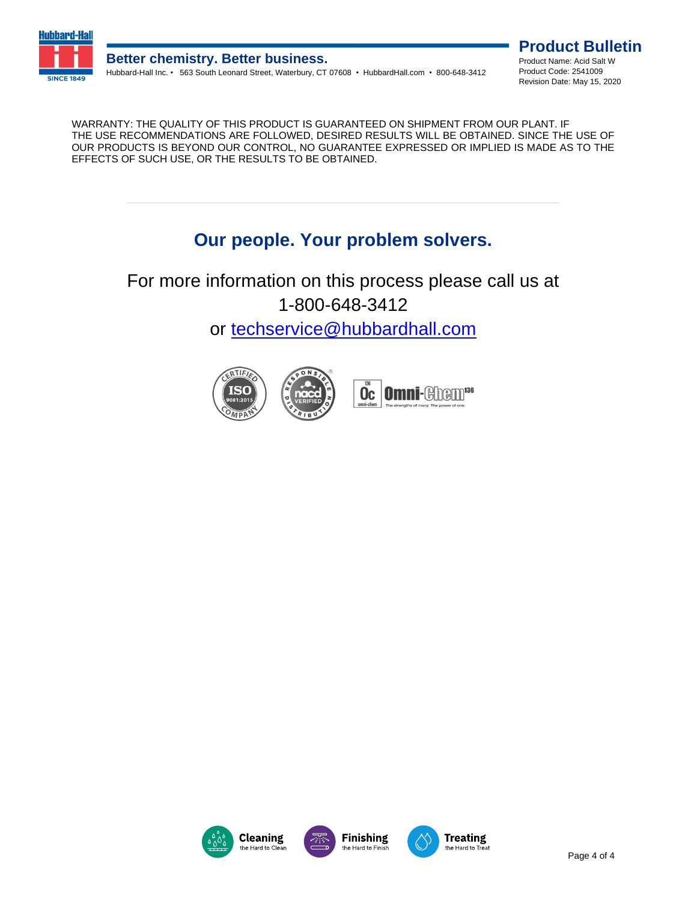WARRANTY: THE QUALITY OF THIS PRODUCT IS GUARANTEED ON SHIPMENT FROM OUR PLANT. IF THE USE RECOMMENDATIONS ARE FOLLOWED, DESIRED RESULTS WILL BE OBTAINED. SINCE THE USE OF OUR PRODUCTS IS BEYOND OUR CONTROL, NO GUARANTEE EXPRESSED OR IMPLIED IS MADE AS TO THE EFFECTS OF SUCH USE, OR THE RESULTS TO BE OBTAINED.

---

## Our people. Your problem solvers.

For more information on this process please call us at
1-800-648-3412
or techservice@hubbardhall.com